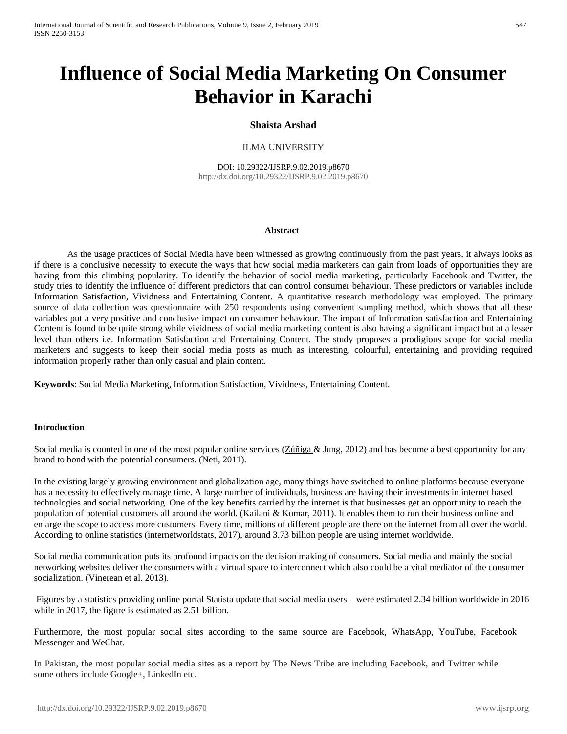# Influence of Social Media Marketing On Consumer Behavior in Karachi

**Shaista Arshad**

ILMA UNIVERSITY

DOI: 10.29322/IJSRP.9.02.2019.p8670
http://dx.doi.org/10.29322/IJSRP.9.02.2019.p8670

## Abstract

As the usage practices of Social Media have been witnessed as growing continuously from the past years, it always looks as if there is a conclusive necessity to execute the ways that how social media marketers can gain from loads of opportunities they are having from this climbing popularity. To identify the behavior of social media marketing, particularly Facebook and Twitter, the study tries to identify the influence of different predictors that can control consumer behaviour. These predictors or variables include Information Satisfaction, Vividness and Entertaining Content. A quantitative research methodology was employed. The primary source of data collection was questionnaire with 250 respondents using convenient sampling method, which shows that all these variables put a very positive and conclusive impact on consumer behaviour. The impact of Information satisfaction and Entertaining Content is found to be quite strong while vividness of social media marketing content is also having a significant impact but at a lesser level than others i.e. Information Satisfaction and Entertaining Content. The study proposes a prodigious scope for social media marketers and suggests to keep their social media posts as much as interesting, colourful, entertaining and providing required information properly rather than only casual and plain content.

**Keywords**: Social Media Marketing, Information Satisfaction, Vividness, Entertaining Content.

## Introduction

Social media is counted in one of the most popular online services (Zúñiga & Jung, 2012) and has become a best opportunity for any brand to bond with the potential consumers. (Neti, 2011).

In the existing largely growing environment and globalization age, many things have switched to online platforms because everyone has a necessity to effectively manage time. A large number of individuals, business are having their investments in internet based technologies and social networking. One of the key benefits carried by the internet is that businesses get an opportunity to reach the population of potential customers all around the world. (Kailani & Kumar, 2011). It enables them to run their business online and enlarge the scope to access more customers. Every time, millions of different people are there on the internet from all over the world. According to online statistics (internetworldstats, 2017), around 3.73 billion people are using internet worldwide.

Social media communication puts its profound impacts on the decision making of consumers. Social media and mainly the social networking websites deliver the consumers with a virtual space to interconnect which also could be a vital mediator of the consumer socialization. (Vinerean et al. 2013).

Figures by a statistics providing online portal Statista update that social media users were estimated 2.34 billion worldwide in 2016 while in 2017, the figure is estimated as 2.51 billion.

Furthermore, the most popular social sites according to the same source are Facebook, WhatsApp, YouTube, Facebook Messenger and WeChat.

In Pakistan, the most popular social media sites as a report by The News Tribe are including Facebook, and Twitter while some others include Google+, LinkedIn etc.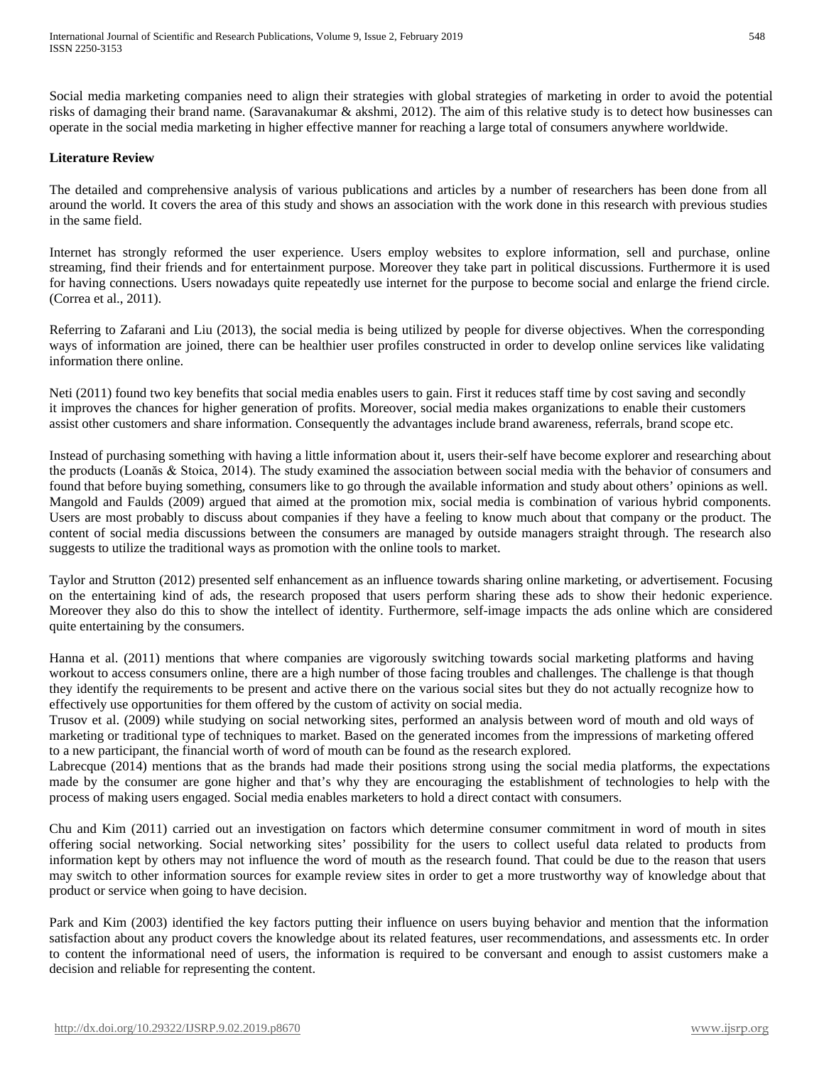Social media marketing companies need to align their strategies with global strategies of marketing in order to avoid the potential risks of damaging their brand name. (Saravanakumar & akshmi, 2012). The aim of this relative study is to detect how businesses can operate in the social media marketing in higher effective manner for reaching a large total of consumers anywhere worldwide.

**Literature Review**

The detailed and comprehensive analysis of various publications and articles by a number of researchers has been done from all around the world. It covers the area of this study and shows an association with the work done in this research with previous studies in the same field.

Internet has strongly reformed the user experience. Users employ websites to explore information, sell and purchase, online streaming, find their friends and for entertainment purpose. Moreover they take part in political discussions. Furthermore it is used for having connections. Users nowadays quite repeatedly use internet for the purpose to become social and enlarge the friend circle. (Correa et al., 2011).

Referring to Zafarani and Liu (2013), the social media is being utilized by people for diverse objectives. When the corresponding ways of information are joined, there can be healthier user profiles constructed in order to develop online services like validating information there online.

Neti (2011) found two key benefits that social media enables users to gain. First it reduces staff time by cost saving and secondly it improves the chances for higher generation of profits. Moreover, social media makes organizations to enable their customers assist other customers and share information. Consequently the advantages include brand awareness, referrals, brand scope etc.

Instead of purchasing something with having a little information about it, users their-self have become explorer and researching about the products (Loanăs & Stoica, 2014). The study examined the association between social media with the behavior of consumers and found that before buying something, consumers like to go through the available information and study about others' opinions as well. Mangold and Faulds (2009) argued that aimed at the promotion mix, social media is combination of various hybrid components. Users are most probably to discuss about companies if they have a feeling to know much about that company or the product. The content of social media discussions between the consumers are managed by outside managers straight through. The research also suggests to utilize the traditional ways as promotion with the online tools to market.

Taylor and Strutton (2012) presented self enhancement as an influence towards sharing online marketing, or advertisement. Focusing on the entertaining kind of ads, the research proposed that users perform sharing these ads to show their hedonic experience. Moreover they also do this to show the intellect of identity. Furthermore, self-image impacts the ads online which are considered quite entertaining by the consumers.

Hanna et al. (2011) mentions that where companies are vigorously switching towards social marketing platforms and having workout to access consumers online, there are a high number of those facing troubles and challenges. The challenge is that though they identify the requirements to be present and active there on the various social sites but they do not actually recognize how to effectively use opportunities for them offered by the custom of activity on social media.

Trusov et al. (2009) while studying on social networking sites, performed an analysis between word of mouth and old ways of marketing or traditional type of techniques to market. Based on the generated incomes from the impressions of marketing offered to a new participant, the financial worth of word of mouth can be found as the research explored.

Labrecque (2014) mentions that as the brands had made their positions strong using the social media platforms, the expectations made by the consumer are gone higher and that's why they are encouraging the establishment of technologies to help with the process of making users engaged. Social media enables marketers to hold a direct contact with consumers.

Chu and Kim (2011) carried out an investigation on factors which determine consumer commitment in word of mouth in sites offering social networking. Social networking sites' possibility for the users to collect useful data related to products from information kept by others may not influence the word of mouth as the research found. That could be due to the reason that users may switch to other information sources for example review sites in order to get a more trustworthy way of knowledge about that product or service when going to have decision.

Park and Kim (2003) identified the key factors putting their influence on users buying behavior and mention that the information satisfaction about any product covers the knowledge about its related features, user recommendations, and assessments etc. In order to content the informational need of users, the information is required to be conversant and enough to assist customers make a decision and reliable for representing the content.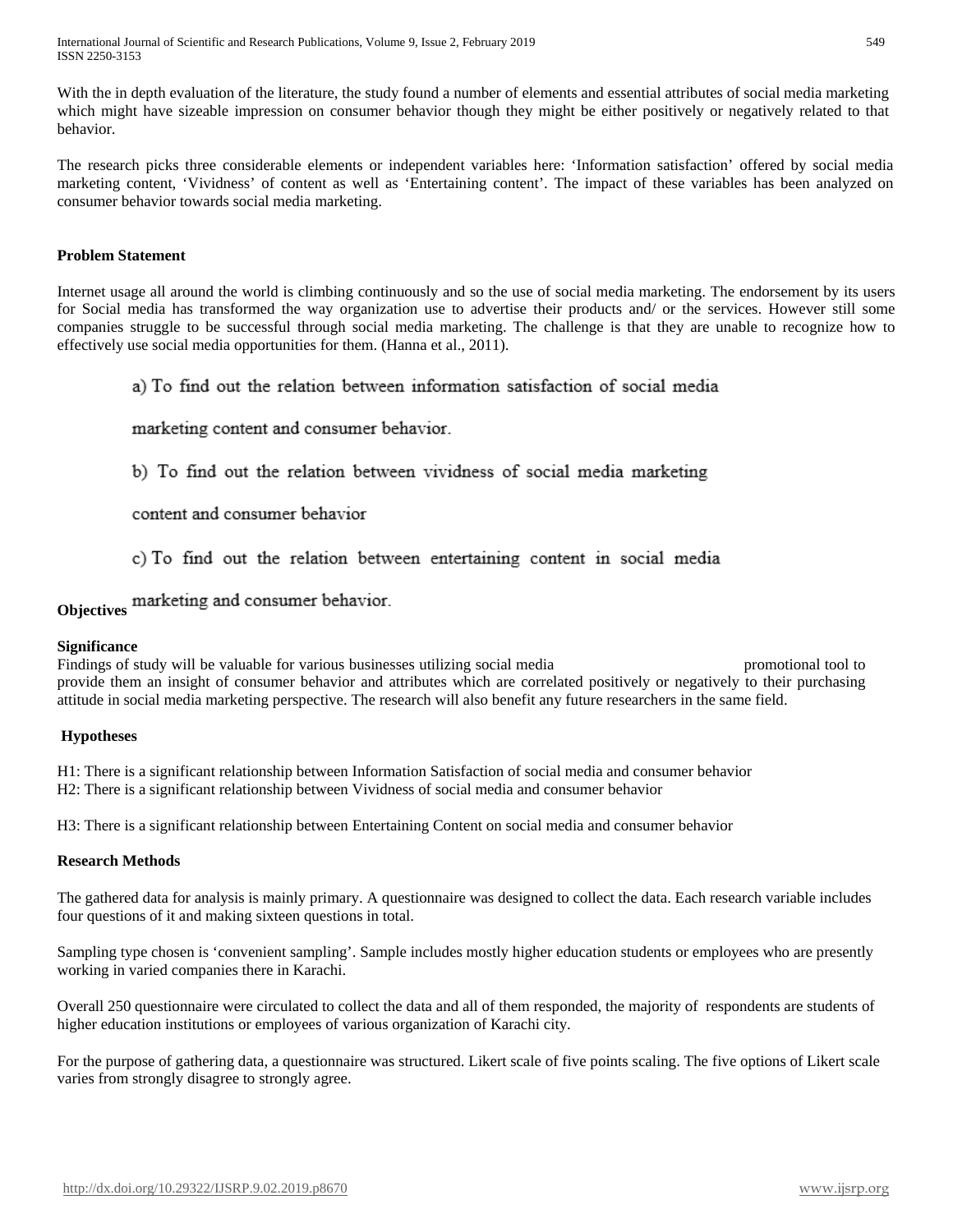With the in depth evaluation of the literature, the study found a number of elements and essential attributes of social media marketing which might have sizeable impression on consumer behavior though they might be either positively or negatively related to that behavior.

The research picks three considerable elements or independent variables here: 'Information satisfaction' offered by social media marketing content, 'Vividness' of content as well as 'Entertaining content'. The impact of these variables has been analyzed on consumer behavior towards social media marketing.

### Problem Statement

Internet usage all around the world is climbing continuously and so the use of social media marketing. The endorsement by its users for Social media has transformed the way organization use to advertise their products and/ or the services. However still some companies struggle to be successful through social media marketing. The challenge is that they are unable to recognize how to effectively use social media opportunities for them. (Hanna et al., 2011).

### Objectives

a) To find out the relation between information satisfaction of social media marketing content and consumer behavior.

b) To find out the relation between vividness of social media marketing content and consumer behavior

c) To find out the relation between entertaining content in social media marketing and consumer behavior.

### Significance

Findings of study will be valuable for various businesses utilizing social media promotional tool to provide them an insight of consumer behavior and attributes which are correlated positively or negatively to their purchasing attitude in social media marketing perspective. The research will also benefit any future researchers in the same field.

### Hypotheses

H1: There is a significant relationship between Information Satisfaction of social media and consumer behavior
H2: There is a significant relationship between Vividness of social media and consumer behavior

H3: There is a significant relationship between Entertaining Content on social media and consumer behavior

### Research Methods

The gathered data for analysis is mainly primary. A questionnaire was designed to collect the data. Each research variable includes four questions of it and making sixteen questions in total.

Sampling type chosen is 'convenient sampling'. Sample includes mostly higher education students or employees who are presently working in varied companies there in Karachi.

Overall 250 questionnaire were circulated to collect the data and all of them responded, the majority of respondents are students of higher education institutions or employees of various organization of Karachi city.

For the purpose of gathering data, a questionnaire was structured. Likert scale of five points scaling. The five options of Likert scale varies from strongly disagree to strongly agree.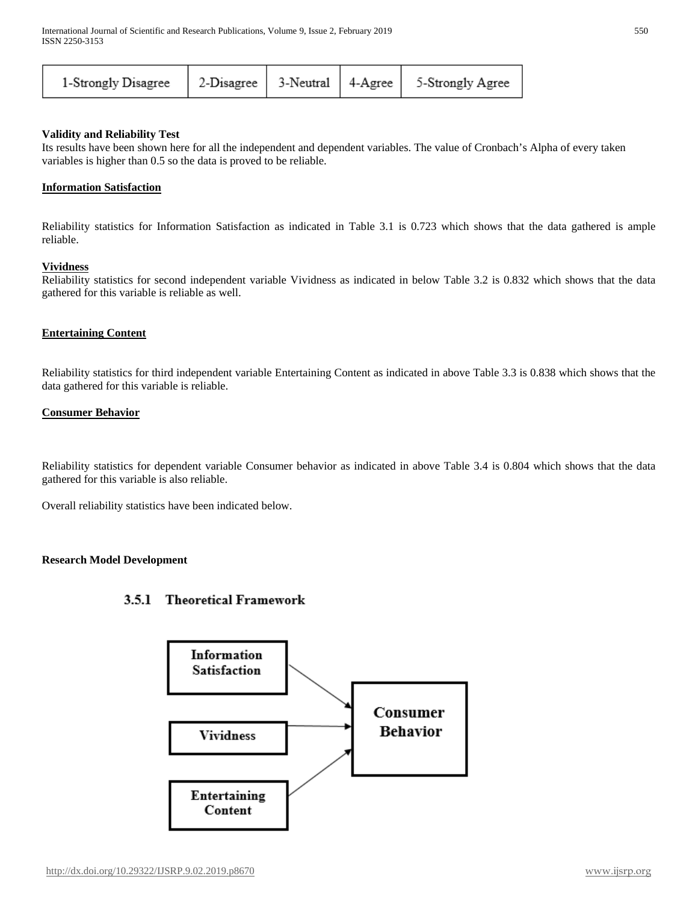| 1-Strongly Disagree | 2-Disagree | 3-Neutral | 4-Agree | 5-Strongly Agree |
|---|---|---|---|---|

**Validity and Reliability Test**

Its results have been shown here for all the independent and dependent variables. The value of Cronbach's Alpha of every taken variables is higher than 0.5 so the data is proved to be reliable.

**Information Satisfaction**

Reliability statistics for Information Satisfaction as indicated in Table 3.1 is 0.723 which shows that the data gathered is ample reliable.

**Vividness**

Reliability statistics for second independent variable Vividness as indicated in below Table 3.2 is 0.832 which shows that the data gathered for this variable is reliable as well.

**Entertaining Content**

Reliability statistics for third independent variable Entertaining Content as indicated in above Table 3.3 is 0.838 which shows that the data gathered for this variable is reliable.

**Consumer Behavior**

Reliability statistics for dependent variable Consumer behavior as indicated in above Table 3.4 is 0.804 which shows that the data gathered for this variable is also reliable.

Overall reliability statistics have been indicated below.

**Research Model Development**

### 3.5.1 Theoretical Framework

Information Satisfaction → Consumer Behavior

Vividness → Consumer Behavior

Entertaining Content → Consumer Behavior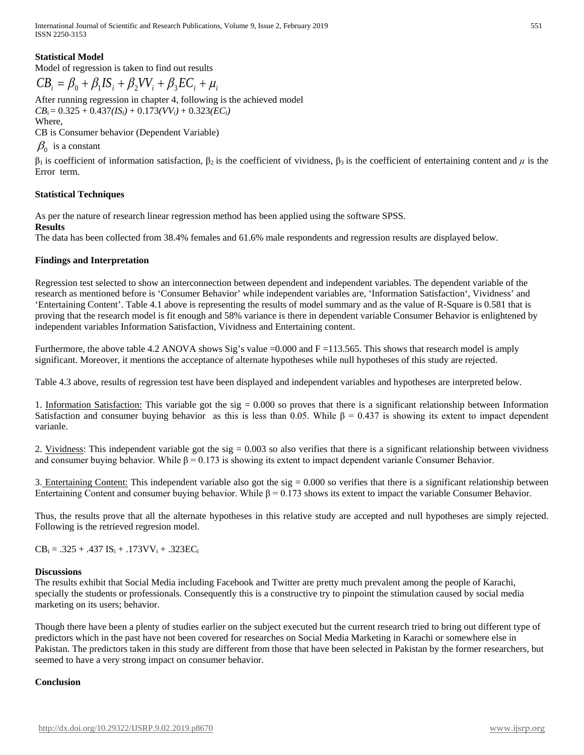**Statistical Model**

Model of regression is taken to find out results

$$CB_i = \beta_0 + \beta_1 IS_i + \beta_2 VV_i + \beta_3 EC_i + \mu_i$$

After running regression in chapter 4, following is the achieved model

$CB_i = 0.325 + 0.437(IS_i) + 0.173(VV_i) + 0.323(EC_i)$

Where,

CB is Consumer behavior (Dependent Variable)

$\beta_0$ is a constant

$\beta_1$ is coefficient of information satisfaction, $\beta_2$ is the coefficient of vividness, $\beta_3$ is the coefficient of entertaining content and $\mu$ is the Error term.

**Statistical Techniques**

As per the nature of research linear regression method has been applied using the software SPSS.

**Results**

The data has been collected from 38.4% females and 61.6% male respondents and regression results are displayed below.

**Findings and Interpretation**

Regression test selected to show an interconnection between dependent and independent variables. The dependent variable of the research as mentioned before is 'Consumer Behavior' while independent variables are, 'Information Satisfaction', Vividness' and 'Entertaining Content'. Table 4.1 above is representing the results of model summary and as the value of R-Square is 0.581 that is proving that the research model is fit enough and 58% variance is there in dependent variable Consumer Behavior is enlightened by independent variables Information Satisfaction, Vividness and Entertaining content.

Furthermore, the above table 4.2 ANOVA shows Sig's value =0.000 and F =113.565. This shows that research model is amply significant. Moreover, it mentions the acceptance of alternate hypotheses while null hypotheses of this study are rejected.

Table 4.3 above, results of regression test have been displayed and independent variables and hypotheses are interpreted below.

1. Information Satisfaction: This variable got the sig = 0.000 so proves that there is a significant relationship between Information Satisfaction and consumer buying behavior as this is less than 0.05. While $\beta = 0.437$ is showing its extent to impact dependent varianle.

2. Vividness: This independent variable got the sig = 0.003 so also verifies that there is a significant relationship between vividness and consumer buying behavior. While $\beta = 0.173$ is showing its extent to impact dependent varianle Consumer Behavior.

3. Entertaining Content: This independent variable also got the sig = 0.000 so verifies that there is a significant relationship between Entertaining Content and consumer buying behavior. While $\beta = 0.173$ shows its extent to impact the variable Consumer Behavior.

Thus, the results prove that all the alternate hypotheses in this relative study are accepted and null hypotheses are simply rejected. Following is the retrieved regresion model.

$CB_i = .325 + .437\ IS_i + .173VV_i + .323EC_i$

**Discussions**

The results exhibit that Social Media including Facebook and Twitter are pretty much prevalent among the people of Karachi, specially the students or professionals. Consequently this is a constructive try to pinpoint the stimulation caused by social media marketing on its users; behavior.

Though there have been a plenty of studies earlier on the subject executed but the current research tried to bring out different type of predictors which in the past have not been covered for researches on Social Media Marketing in Karachi or somewhere else in Pakistan. The predictors taken in this study are different from those that have been selected in Pakistan by the former researchers, but seemed to have a very strong impact on consumer behavior.

**Conclusion**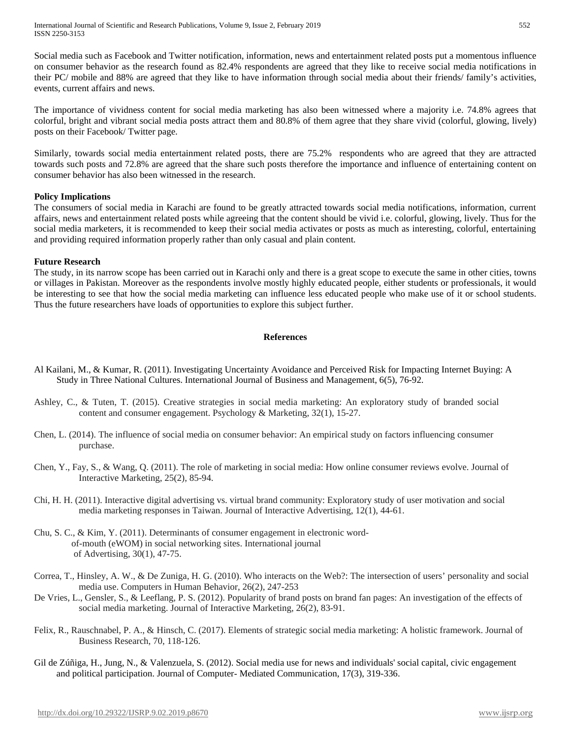Social media such as Facebook and Twitter notification, information, news and entertainment related posts put a momentous influence on consumer behavior as the research found as 82.4% respondents are agreed that they like to receive social media notifications in their PC/ mobile and 88% are agreed that they like to have information through social media about their friends/ family's activities, events, current affairs and news.

The importance of vividness content for social media marketing has also been witnessed where a majority i.e. 74.8% agrees that colorful, bright and vibrant social media posts attract them and 80.8% of them agree that they share vivid (colorful, glowing, lively) posts on their Facebook/ Twitter page.

Similarly, towards social media entertainment related posts, there are 75.2% respondents who are agreed that they are attracted towards such posts and 72.8% are agreed that the share such posts therefore the importance and influence of entertaining content on consumer behavior has also been witnessed in the research.

**Policy Implications**

The consumers of social media in Karachi are found to be greatly attracted towards social media notifications, information, current affairs, news and entertainment related posts while agreeing that the content should be vivid i.e. colorful, glowing, lively. Thus for the social media marketers, it is recommended to keep their social media activates or posts as much as interesting, colorful, entertaining and providing required information properly rather than only casual and plain content.

**Future Research**

The study, in its narrow scope has been carried out in Karachi only and there is a great scope to execute the same in other cities, towns or villages in Pakistan. Moreover as the respondents involve mostly highly educated people, either students or professionals, it would be interesting to see that how the social media marketing can influence less educated people who make use of it or school students. Thus the future researchers have loads of opportunities to explore this subject further.

## References

Al Kailani, M., & Kumar, R. (2011). Investigating Uncertainty Avoidance and Perceived Risk for Impacting Internet Buying: A Study in Three National Cultures. International Journal of Business and Management, 6(5), 76-92.

Ashley, C., & Tuten, T. (2015). Creative strategies in social media marketing: An exploratory study of branded social content and consumer engagement. Psychology & Marketing, 32(1), 15-27.

Chen, L. (2014). The influence of social media on consumer behavior: An empirical study on factors influencing consumer purchase.

Chen, Y., Fay, S., & Wang, Q. (2011). The role of marketing in social media: How online consumer reviews evolve. Journal of Interactive Marketing, 25(2), 85-94.

Chi, H. H. (2011). Interactive digital advertising vs. virtual brand community: Exploratory study of user motivation and social media marketing responses in Taiwan. Journal of Interactive Advertising, 12(1), 44-61.

Chu, S. C., & Kim, Y. (2011). Determinants of consumer engagement in electronic word-of-mouth (eWOM) in social networking sites. International journal of Advertising, 30(1), 47-75.

Correa, T., Hinsley, A. W., & De Zuniga, H. G. (2010). Who interacts on the Web?: The intersection of users' personality and social media use. Computers in Human Behavior, 26(2), 247-253

De Vries, L., Gensler, S., & Leeflang, P. S. (2012). Popularity of brand posts on brand fan pages: An investigation of the effects of social media marketing. Journal of Interactive Marketing, 26(2), 83-91.

Felix, R., Rauschnabel, P. A., & Hinsch, C. (2017). Elements of strategic social media marketing: A holistic framework. Journal of Business Research, 70, 118-126.

Gil de Zúñiga, H., Jung, N., & Valenzuela, S. (2012). Social media use for news and individuals' social capital, civic engagement and political participation. Journal of Computer- Mediated Communication, 17(3), 319-336.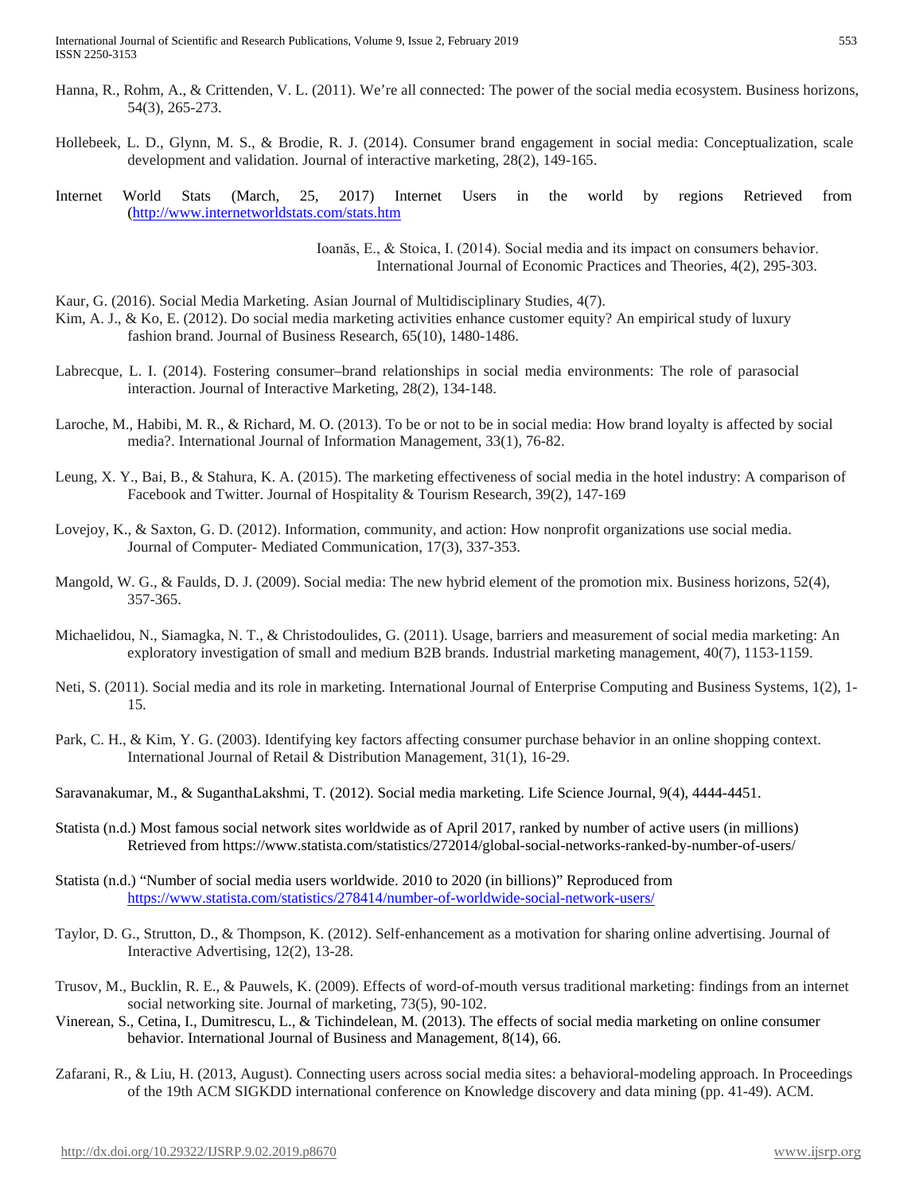Hanna, R., Rohm, A., & Crittenden, V. L. (2011). We're all connected: The power of the social media ecosystem. Business horizons, 54(3), 265-273.

Hollebeek, L. D., Glynn, M. S., & Brodie, R. J. (2014). Consumer brand engagement in social media: Conceptualization, scale development and validation. Journal of interactive marketing, 28(2), 149-165.

Internet World Stats (March, 25, 2017) Internet Users in the world by regions Retrieved from (http://www.internetworldstats.com/stats.htm

Ioanăs, E., & Stoica, I. (2014). Social media and its impact on consumers behavior. International Journal of Economic Practices and Theories, 4(2), 295-303.

Kaur, G. (2016). Social Media Marketing. Asian Journal of Multidisciplinary Studies, 4(7).

Kim, A. J., & Ko, E. (2012). Do social media marketing activities enhance customer equity? An empirical study of luxury fashion brand. Journal of Business Research, 65(10), 1480-1486.

Labrecque, L. I. (2014). Fostering consumer–brand relationships in social media environments: The role of parasocial interaction. Journal of Interactive Marketing, 28(2), 134-148.

Laroche, M., Habibi, M. R., & Richard, M. O. (2013). To be or not to be in social media: How brand loyalty is affected by social media?. International Journal of Information Management, 33(1), 76-82.

Leung, X. Y., Bai, B., & Stahura, K. A. (2015). The marketing effectiveness of social media in the hotel industry: A comparison of Facebook and Twitter. Journal of Hospitality & Tourism Research, 39(2), 147-169

Lovejoy, K., & Saxton, G. D. (2012). Information, community, and action: How nonprofit organizations use social media. Journal of Computer- Mediated Communication, 17(3), 337-353.

Mangold, W. G., & Faulds, D. J. (2009). Social media: The new hybrid element of the promotion mix. Business horizons, 52(4), 357-365.

Michaelidou, N., Siamagka, N. T., & Christodoulides, G. (2011). Usage, barriers and measurement of social media marketing: An exploratory investigation of small and medium B2B brands. Industrial marketing management, 40(7), 1153-1159.

Neti, S. (2011). Social media and its role in marketing. International Journal of Enterprise Computing and Business Systems, 1(2), 1-15.

Park, C. H., & Kim, Y. G. (2003). Identifying key factors affecting consumer purchase behavior in an online shopping context. International Journal of Retail & Distribution Management, 31(1), 16-29.

Saravanakumar, M., & SuganthaLakshmi, T. (2012). Social media marketing. Life Science Journal, 9(4), 4444-4451.

Statista (n.d.) Most famous social network sites worldwide as of April 2017, ranked by number of active users (in millions) Retrieved from https://www.statista.com/statistics/272014/global-social-networks-ranked-by-number-of-users/

Statista (n.d.) "Number of social media users worldwide. 2010 to 2020 (in billions)" Reproduced from https://www.statista.com/statistics/278414/number-of-worldwide-social-network-users/

Taylor, D. G., Strutton, D., & Thompson, K. (2012). Self-enhancement as a motivation for sharing online advertising. Journal of Interactive Advertising, 12(2), 13-28.

Trusov, M., Bucklin, R. E., & Pauwels, K. (2009). Effects of word-of-mouth versus traditional marketing: findings from an internet social networking site. Journal of marketing, 73(5), 90-102.

Vinerean, S., Cetina, I., Dumitrescu, L., & Tichindelean, M. (2013). The effects of social media marketing on online consumer behavior. International Journal of Business and Management, 8(14), 66.

Zafarani, R., & Liu, H. (2013, August). Connecting users across social media sites: a behavioral-modeling approach. In Proceedings of the 19th ACM SIGKDD international conference on Knowledge discovery and data mining (pp. 41-49). ACM.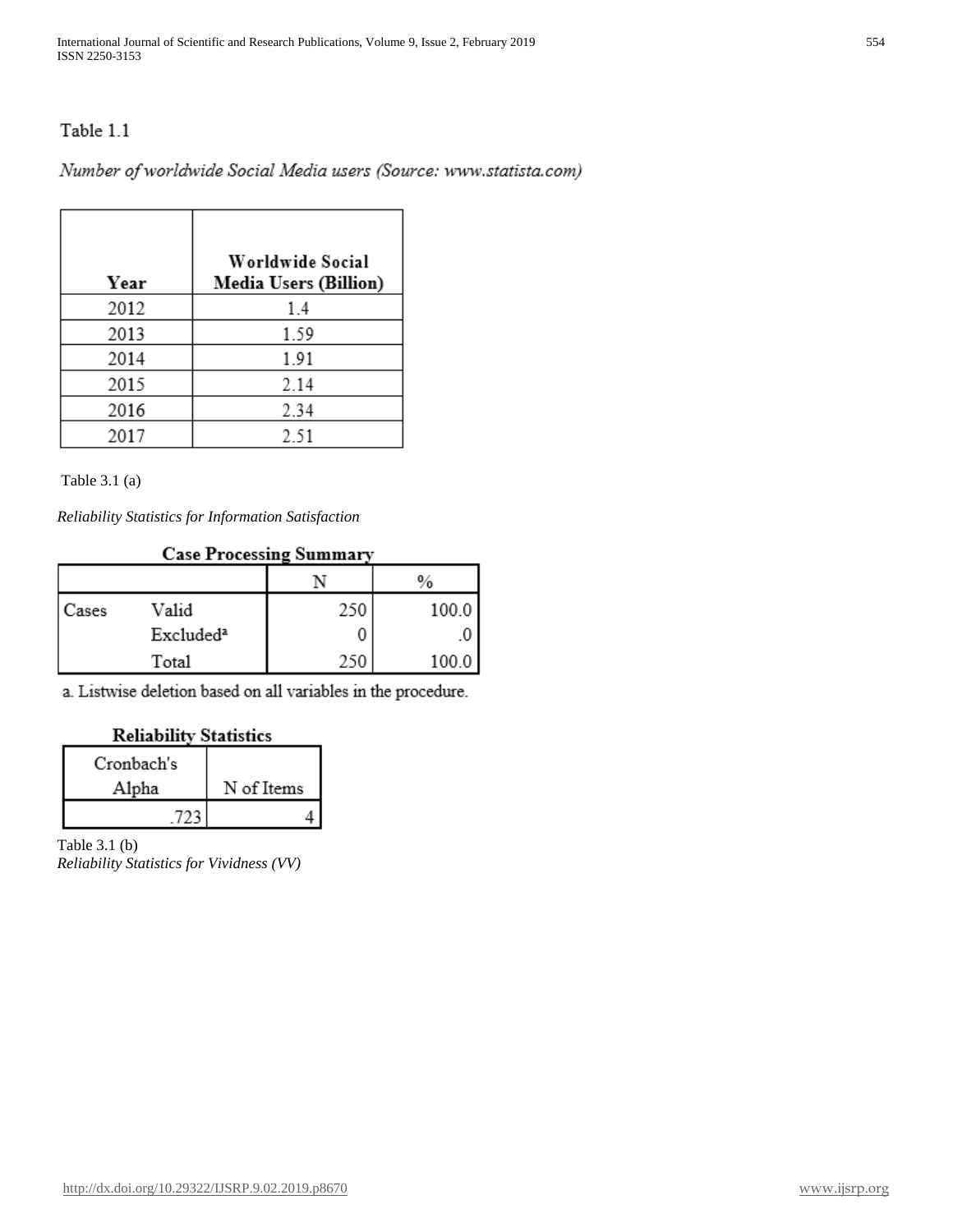Table 1.1

*Number of worldwide Social Media users (Source: www.statista.com)*

| Year | Worldwide Social Media Users (Billion) |
|---|---|
| 2012 | 1.4 |
| 2013 | 1.59 |
| 2014 | 1.91 |
| 2015 | 2.14 |
| 2016 | 2.34 |
| 2017 | 2.51 |

Table 3.1 (a)

*Reliability Statistics for Information Satisfaction*

**Case Processing Summary**

| | | N | % |
|---|---|---|---|
| Cases | Valid | 250 | 100.0 |
| | Excluded[a] | 0 | .0 |
| | Total | 250 | 100.0 |

a. Listwise deletion based on all variables in the procedure.

**Reliability Statistics**

| Cronbach's Alpha | N of Items |
|---|---|
| .723 | 4 |

Table 3.1 (b)

*Reliability Statistics for Vividness (VV)*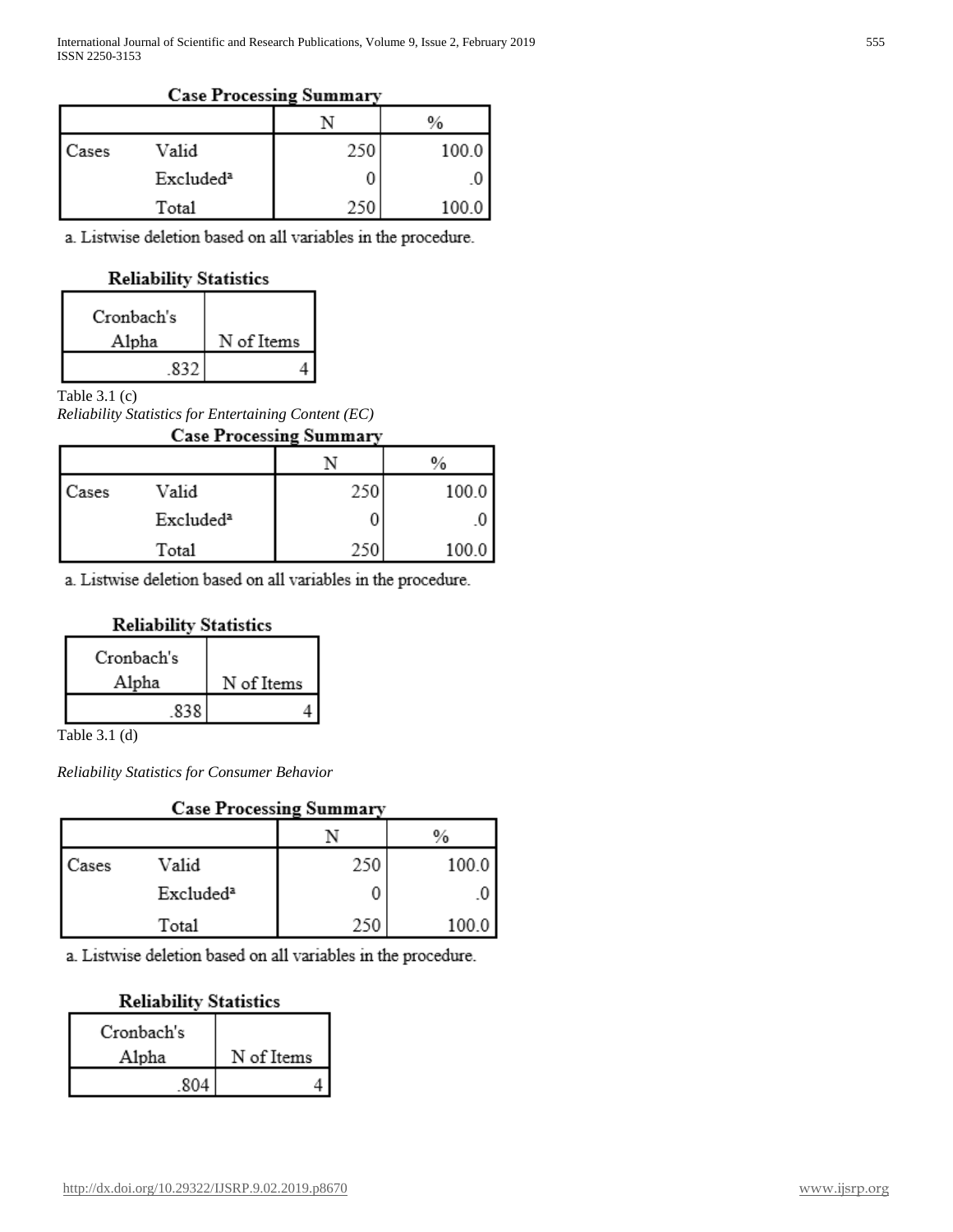**Case Processing Summary**

| | | N | % |
|---|---|---|---|
| Cases | Valid | 250 | 100.0 |
| | Excluded[a] | 0 | .0 |
| | Total | 250 | 100.0 |

a. Listwise deletion based on all variables in the procedure.

**Reliability Statistics**

| Cronbach's Alpha | N of Items |
|---|---|
| .832 | 4 |

Table 3.1 (c)

*Reliability Statistics for Entertaining Content (EC)*

**Case Processing Summary**

| | | N | % |
|---|---|---|---|
| Cases | Valid | 250 | 100.0 |
| | Excluded[a] | 0 | .0 |
| | Total | 250 | 100.0 |

a. Listwise deletion based on all variables in the procedure.

**Reliability Statistics**

| Cronbach's Alpha | N of Items |
|---|---|
| .838 | 4 |

Table 3.1 (d)

*Reliability Statistics for Consumer Behavior*

**Case Processing Summary**

| | | N | % |
|---|---|---|---|
| Cases | Valid | 250 | 100.0 |
| | Excluded[a] | 0 | .0 |
| | Total | 250 | 100.0 |

a. Listwise deletion based on all variables in the procedure.

**Reliability Statistics**

| Cronbach's Alpha | N of Items |
|---|---|
| .804 | 4 |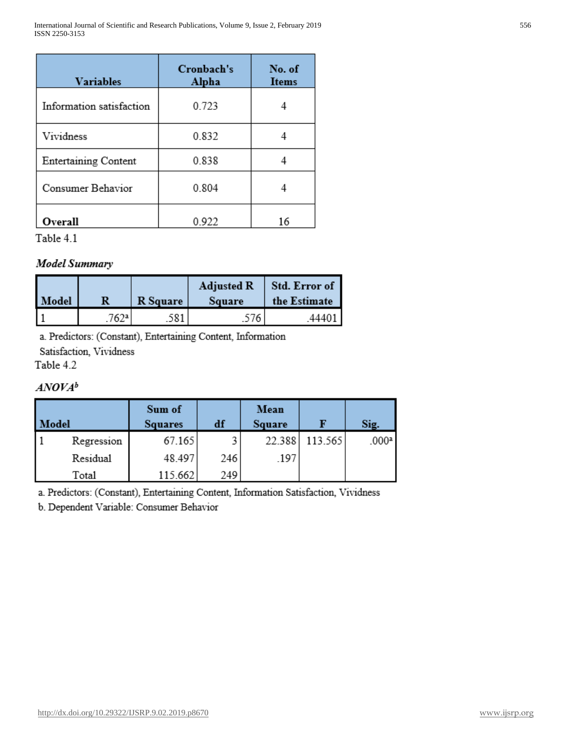| Variables | Cronbach's Alpha | No. of Items |
|---|---|---|
| Information satisfaction | 0.723 | 4 |
| Vividness | 0.832 | 4 |
| Entertaining Content | 0.838 | 4 |
| Consumer Behavior | 0.804 | 4 |
| **Overall** | 0.922 | 16 |

Table 4.1

***Model Summary***

| Model | R | R Square | Adjusted R Square | Std. Error of the Estimate |
|---|---|---|---|---|
| 1 | .762[a] | .581 | .576 | .44401 |

a. Predictors: (Constant), Entertaining Content, Information Satisfaction, Vividness

Table 4.2

***ANOVA[b]***

| Model | | Sum of Squares | df | Mean Square | F | Sig. |
|---|---|---|---|---|---|---|
| 1 | Regression | 67.165 | 3 | 22.388 | 113.565 | .000[a] |
| | Residual | 48.497 | 246 | .197 | | |
| | Total | 115.662 | 249 | | | |

a. Predictors: (Constant), Entertaining Content, Information Satisfaction, Vividness

b. Dependent Variable: Consumer Behavior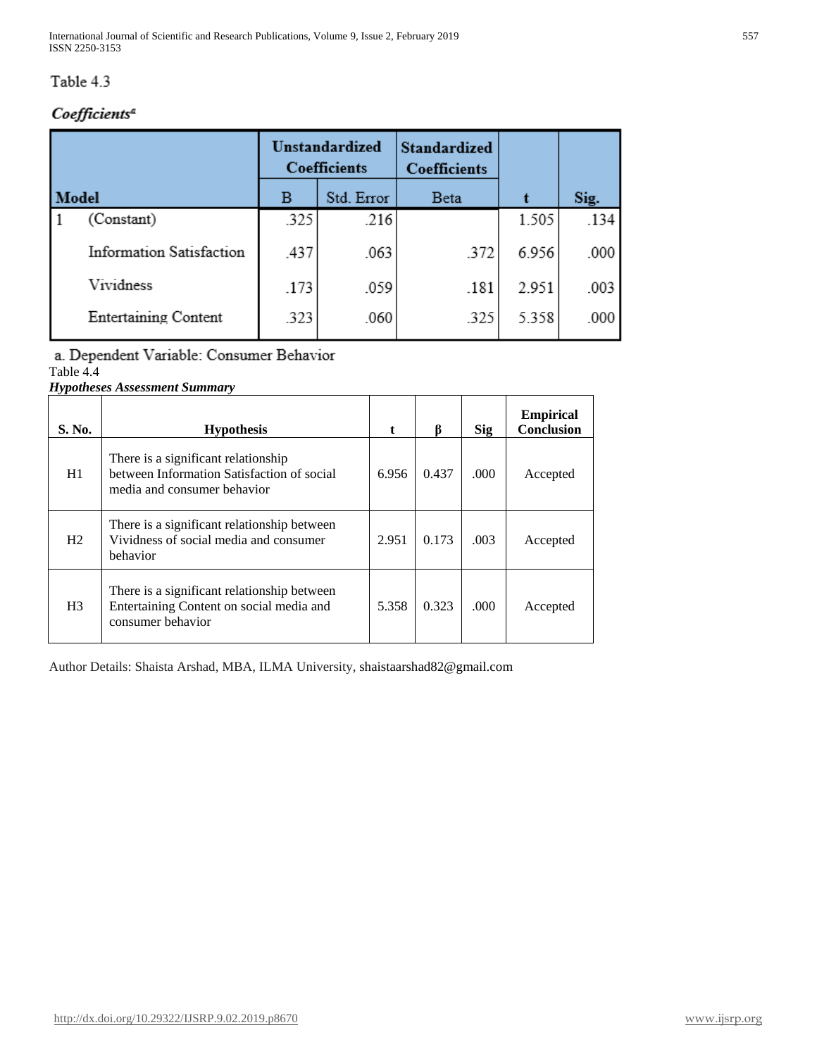Table 4.3

*Coefficients*[a]

| Model | | Unstandardized Coefficients | | Standardized Coefficients | t | Sig. |
|---|---|---|---|---|---|---|
| | | B | Std. Error | Beta | | |
| 1 | (Constant) | .325 | .216 | | 1.505 | .134 |
| | Information Satisfaction | .437 | .063 | .372 | 6.956 | .000 |
| | Vividness | .173 | .059 | .181 | 2.951 | .003 |
| | Entertaining Content | .323 | .060 | .325 | 5.358 | .000 |

a. Dependent Variable: Consumer Behavior

Table 4.4

***Hypotheses Assessment Summary***

| S. No. | Hypothesis | t | β | Sig | Empirical Conclusion |
|---|---|---|---|---|---|
| H1 | There is a significant relationship between Information Satisfaction of social media and consumer behavior | 6.956 | 0.437 | .000 | Accepted |
| H2 | There is a significant relationship between Vividness of social media and consumer behavior | 2.951 | 0.173 | .003 | Accepted |
| H3 | There is a significant relationship between Entertaining Content on social media and consumer behavior | 5.358 | 0.323 | .000 | Accepted |

Author Details: Shaista Arshad, MBA, ILMA University, shaistaarshad82@gmail.com